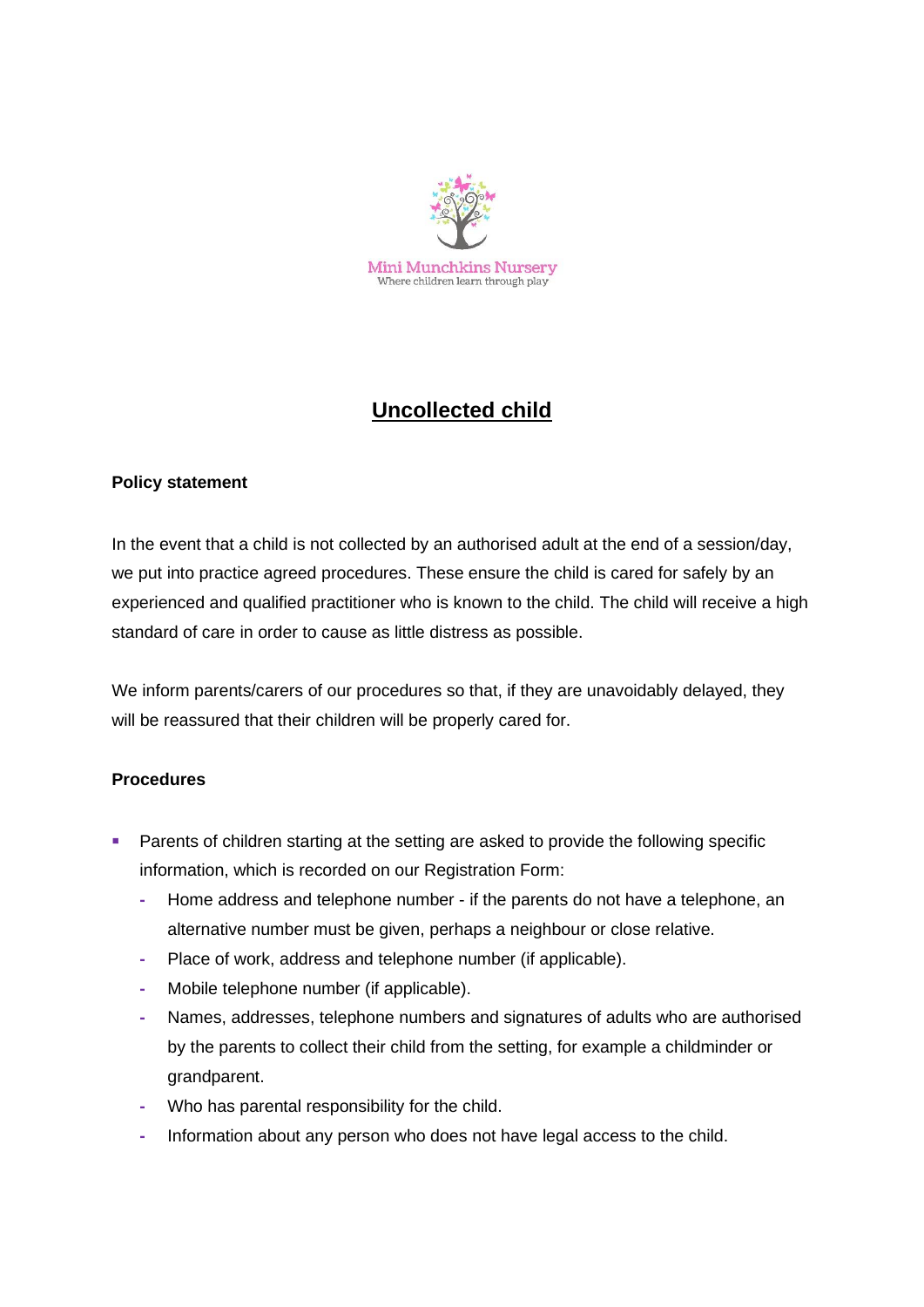Mini Munchkins Nursery
Where children learn through play

# Uncollected child

**Policy statement**

In the event that a child is not collected by an authorised adult at the end of a session/day, we put into practice agreed procedures. These ensure the child is cared for safely by an experienced and qualified practitioner who is known to the child. The child will receive a high standard of care in order to cause as little distress as possible.

We inform parents/carers of our procedures so that, if they are unavoidably delayed, they will be reassured that their children will be properly cared for.

**Procedures**

- Parents of children starting at the setting are asked to provide the following specific information, which is recorded on our Registration Form:
  - Home address and telephone number - if the parents do not have a telephone, an alternative number must be given, perhaps a neighbour or close relative.
  - Place of work, address and telephone number (if applicable).
  - Mobile telephone number (if applicable).
  - Names, addresses, telephone numbers and signatures of adults who are authorised by the parents to collect their child from the setting, for example a childminder or grandparent.
  - Who has parental responsibility for the child.
  - Information about any person who does not have legal access to the child.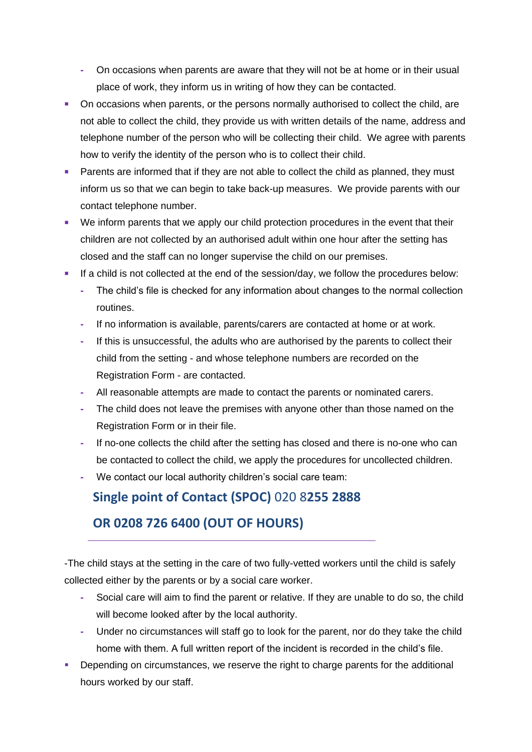- On occasions when parents are aware that they will not be at home or in their usual place of work, they inform us in writing of how they can be contacted.
- On occasions when parents, or the persons normally authorised to collect the child, are not able to collect the child, they provide us with written details of the name, address and telephone number of the person who will be collecting their child. We agree with parents how to verify the identity of the person who is to collect their child.
- Parents are informed that if they are not able to collect the child as planned, they must inform us so that we can begin to take back-up measures. We provide parents with our contact telephone number.
- We inform parents that we apply our child protection procedures in the event that their children are not collected by an authorised adult within one hour after the setting has closed and the staff can no longer supervise the child on our premises.
- If a child is not collected at the end of the session/day, we follow the procedures below:
  - The child's file is checked for any information about changes to the normal collection routines.
  - If no information is available, parents/carers are contacted at home or at work.
  - If this is unsuccessful, the adults who are authorised by the parents to collect their child from the setting - and whose telephone numbers are recorded on the Registration Form - are contacted.
  - All reasonable attempts are made to contact the parents or nominated carers.
  - The child does not leave the premises with anyone other than those named on the Registration Form or in their file.
  - If no-one collects the child after the setting has closed and there is no-one who can be contacted to collect the child, we apply the procedures for uncollected children.
  - We contact our local authority children's social care team:

**Single point of Contact (SPOC)** 020 8**255 2888**

**OR 0208 726 6400 (OUT OF HOURS)**

---

-The child stays at the setting in the care of two fully-vetted workers until the child is safely collected either by the parents or by a social care worker.

  - Social care will aim to find the parent or relative. If they are unable to do so, the child will become looked after by the local authority.
  - Under no circumstances will staff go to look for the parent, nor do they take the child home with them. A full written report of the incident is recorded in the child's file.
- Depending on circumstances, we reserve the right to charge parents for the additional hours worked by our staff.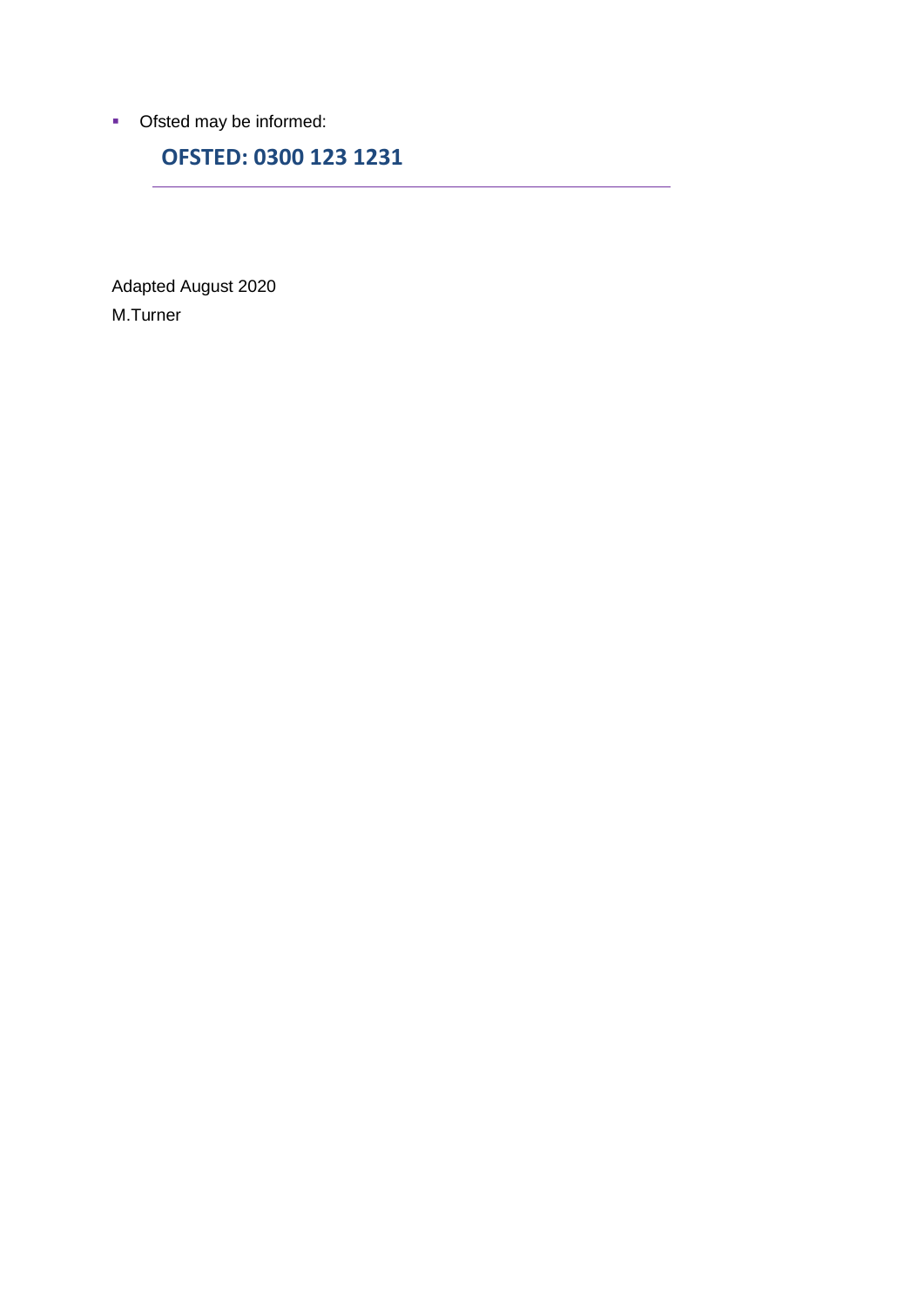- Ofsted may be informed:

  **OFSTED: 0300 123 1231**

---

Adapted August 2020
M.Turner